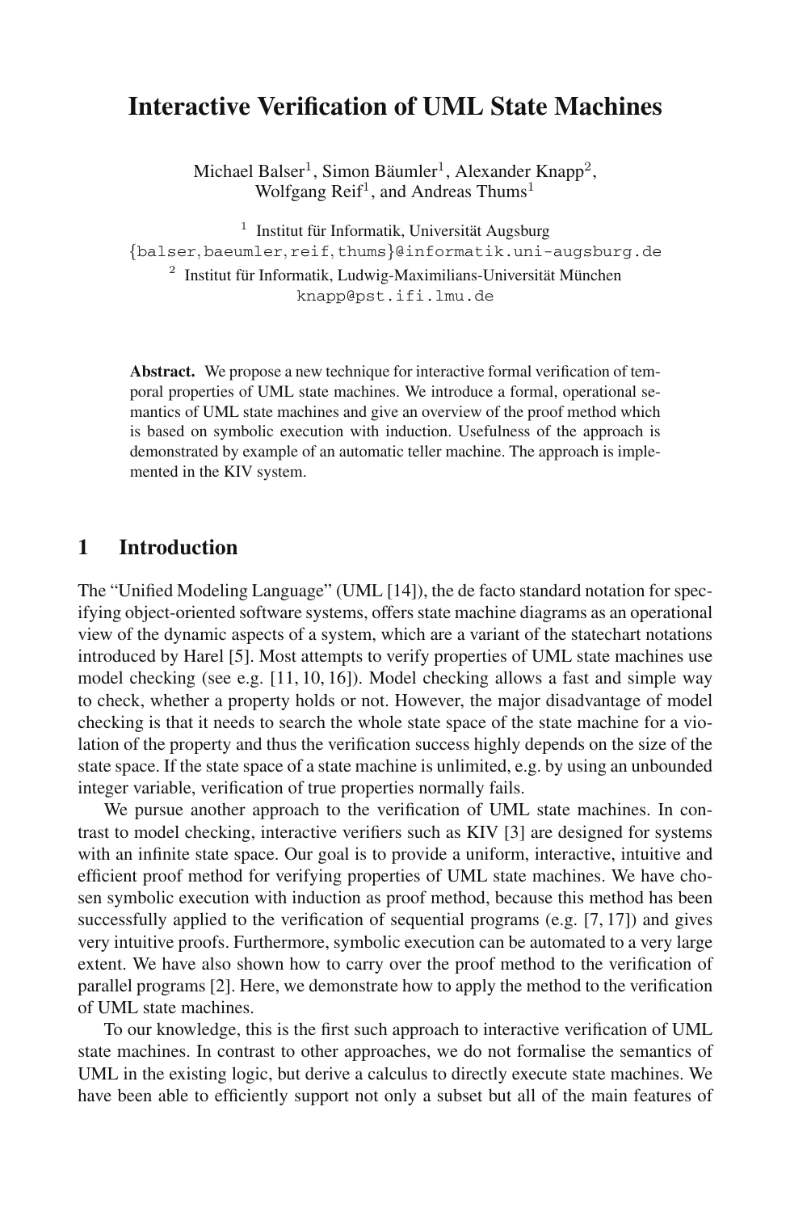# Interactive Verification of UML State Machines

Michael Balser[1], Simon Bäumler[1], Alexander Knapp[2], Wolfgang Reif[1], and Andreas Thums[1]

[1] Institut für Informatik, Universität Augsburg
{balser, baeumler, reif, thums}@informatik.uni-augsburg.de

[2] Institut für Informatik, Ludwig-Maximilians-Universität München
knapp@pst.ifi.lmu.de

**Abstract.** We propose a new technique for interactive formal verification of temporal properties of UML state machines. We introduce a formal, operational semantics of UML state machines and give an overview of the proof method which is based on symbolic execution with induction. Usefulness of the approach is demonstrated by example of an automatic teller machine. The approach is implemented in the KIV system.

## 1 Introduction

The "Unified Modeling Language" (UML [14]), the de facto standard notation for specifying object-oriented software systems, offers state machine diagrams as an operational view of the dynamic aspects of a system, which are a variant of the statechart notations introduced by Harel [5]. Most attempts to verify properties of UML state machines use model checking (see e.g. [11, 10, 16]). Model checking allows a fast and simple way to check, whether a property holds or not. However, the major disadvantage of model checking is that it needs to search the whole state space of the state machine for a violation of the property and thus the verification success highly depends on the size of the state space. If the state space of a state machine is unlimited, e.g. by using an unbounded integer variable, verification of true properties normally fails.

We pursue another approach to the verification of UML state machines. In contrast to model checking, interactive verifiers such as KIV [3] are designed for systems with an infinite state space. Our goal is to provide a uniform, interactive, intuitive and efficient proof method for verifying properties of UML state machines. We have chosen symbolic execution with induction as proof method, because this method has been successfully applied to the verification of sequential programs (e.g. [7, 17]) and gives very intuitive proofs. Furthermore, symbolic execution can be automated to a very large extent. We have also shown how to carry over the proof method to the verification of parallel programs [2]. Here, we demonstrate how to apply the method to the verification of UML state machines.

To our knowledge, this is the first such approach to interactive verification of UML state machines. In contrast to other approaches, we do not formalise the semantics of UML in the existing logic, but derive a calculus to directly execute state machines. We have been able to efficiently support not only a subset but all of the main features of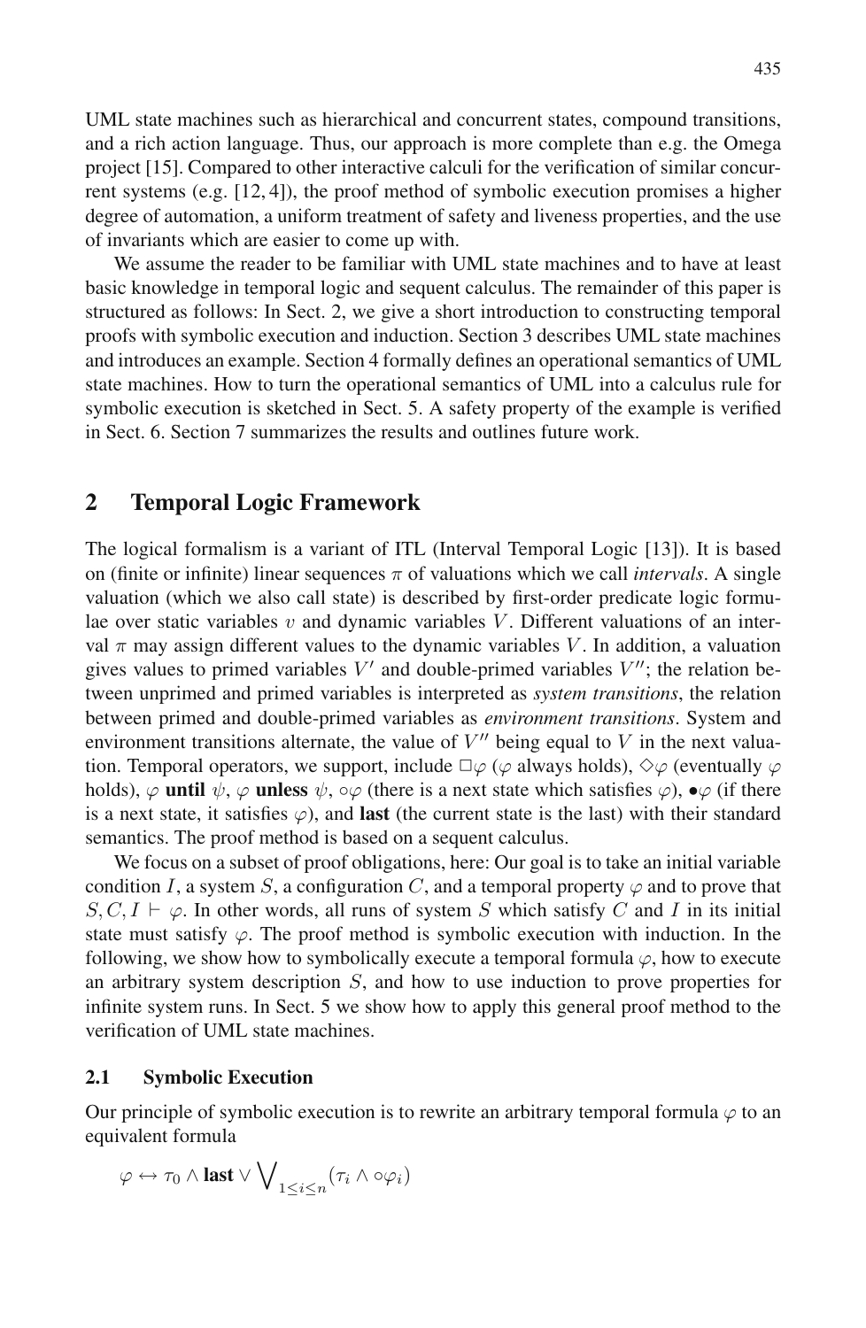UML state machines such as hierarchical and concurrent states, compound transitions, and a rich action language. Thus, our approach is more complete than e.g. the Omega project [15]. Compared to other interactive calculi for the verification of similar concurrent systems (e.g. [12, 4]), the proof method of symbolic execution promises a higher degree of automation, a uniform treatment of safety and liveness properties, and the use of invariants which are easier to come up with.

We assume the reader to be familiar with UML state machines and to have at least basic knowledge in temporal logic and sequent calculus. The remainder of this paper is structured as follows: In Sect. 2, we give a short introduction to constructing temporal proofs with symbolic execution and induction. Section 3 describes UML state machines and introduces an example. Section 4 formally defines an operational semantics of UML state machines. How to turn the operational semantics of UML into a calculus rule for symbolic execution is sketched in Sect. 5. A safety property of the example is verified in Sect. 6. Section 7 summarizes the results and outlines future work.

## 2 Temporal Logic Framework

The logical formalism is a variant of ITL (Interval Temporal Logic [13]). It is based on (finite or infinite) linear sequences $\pi$ of valuations which we call *intervals*. A single valuation (which we also call state) is described by first-order predicate logic formulae over static variables $v$ and dynamic variables $V$. Different valuations of an interval $\pi$ may assign different values to the dynamic variables $V$. In addition, a valuation gives values to primed variables $V'$ and double-primed variables $V''$; the relation between unprimed and primed variables is interpreted as *system transitions*, the relation between primed and double-primed variables as *environment transitions*. System and environment transitions alternate, the value of $V''$ being equal to $V$ in the next valuation. Temporal operators, we support, include $\Box\varphi$ ($\varphi$ always holds), $\Diamond\varphi$ (eventually $\varphi$ holds), $\varphi$ **until** $\psi$, $\varphi$ **unless** $\psi$, $\circ\varphi$ (there is a next state which satisfies $\varphi$), $\bullet\varphi$ (if there is a next state, it satisfies $\varphi$), and **last** (the current state is the last) with their standard semantics. The proof method is based on a sequent calculus.

We focus on a subset of proof obligations, here: Our goal is to take an initial variable condition $I$, a system $S$, a configuration $C$, and a temporal property $\varphi$ and to prove that $S, C, I \vdash \varphi$. In other words, all runs of system $S$ which satisfy $C$ and $I$ in its initial state must satisfy $\varphi$. The proof method is symbolic execution with induction. In the following, we show how to symbolically execute a temporal formula $\varphi$, how to execute an arbitrary system description $S$, and how to use induction to prove properties for infinite system runs. In Sect. 5 we show how to apply this general proof method to the verification of UML state machines.

### 2.1 Symbolic Execution

Our principle of symbolic execution is to rewrite an arbitrary temporal formula $\varphi$ to an equivalent formula

$$\varphi \leftrightarrow \tau_0 \wedge \textbf{last} \vee \bigvee\nolimits_{1\leq i\leq n}(\tau_i \wedge \circ\varphi_i)$$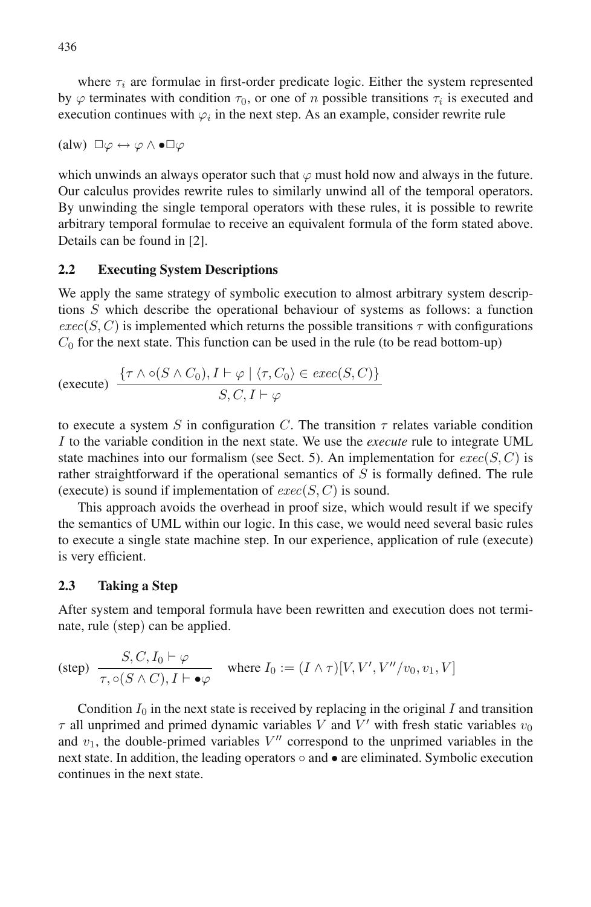where $\tau_i$ are formulae in first-order predicate logic. Either the system represented by $\varphi$ terminates with condition $\tau_0$, or one of $n$ possible transitions $\tau_i$ is executed and execution continues with $\varphi_i$ in the next step. As an example, consider rewrite rule

(alw) $\Box\varphi \leftrightarrow \varphi \wedge \bullet\Box\varphi$

which unwinds an always operator such that $\varphi$ must hold now and always in the future. Our calculus provides rewrite rules to similarly unwind all of the temporal operators. By unwinding the single temporal operators with these rules, it is possible to rewrite arbitrary temporal formulae to receive an equivalent formula of the form stated above. Details can be found in [2].

### 2.2 Executing System Descriptions

We apply the same strategy of symbolic execution to almost arbitrary system descriptions $S$ which describe the operational behaviour of systems as follows: a function $exec(S, C)$ is implemented which returns the possible transitions $\tau$ with configurations $C_0$ for the next state. This function can be used in the rule (to be read bottom-up)

$$\text{(execute)}\ \ \frac{\{\tau \wedge \circ(S \wedge C_0), I \vdash \varphi \mid \langle \tau, C_0 \rangle \in exec(S, C)\}}{S, C, I \vdash \varphi}$$

to execute a system $S$ in configuration $C$. The transition $\tau$ relates variable condition $I$ to the variable condition in the next state. We use the *execute* rule to integrate UML state machines into our formalism (see Sect. 5). An implementation for $exec(S, C)$ is rather straightforward if the operational semantics of $S$ is formally defined. The rule (execute) is sound if implementation of $exec(S, C)$ is sound.

This approach avoids the overhead in proof size, which would result if we specify the semantics of UML within our logic. In this case, we would need several basic rules to execute a single state machine step. In our experience, application of rule (execute) is very efficient.

### 2.3 Taking a Step

After system and temporal formula have been rewritten and execution does not terminate, rule (step) can be applied.

$$\text{(step)}\ \ \frac{S, C, I_0 \vdash \varphi}{\tau, \circ(S \wedge C), I \vdash \bullet\varphi} \quad \text{where } I_0 := (I \wedge \tau)[V, V', V''/v_0, v_1, V]$$

Condition $I_0$ in the next state is received by replacing in the original $I$ and transition $\tau$ all unprimed and primed dynamic variables $V$ and $V'$ with fresh static variables $v_0$ and $v_1$, the double-primed variables $V''$ correspond to the unprimed variables in the next state. In addition, the leading operators $\circ$ and $\bullet$ are eliminated. Symbolic execution continues in the next state.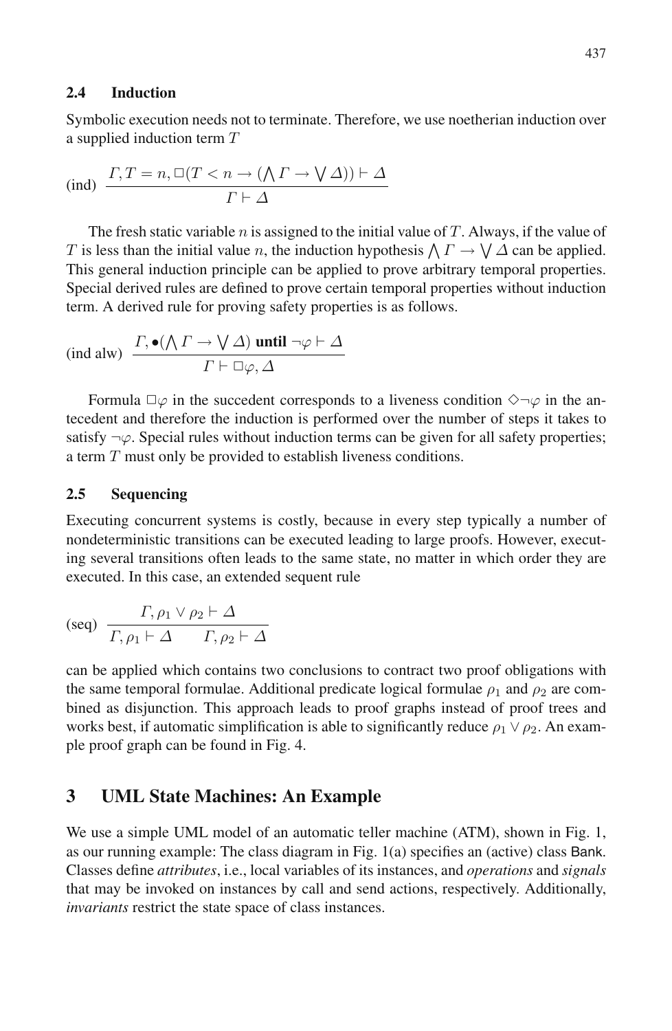### 2.4 Induction

Symbolic execution needs not to terminate. Therefore, we use noetherian induction over a supplied induction term $T$

$$\text{(ind)}\quad \frac{\Gamma, T = n, \Box(T < n \rightarrow (\bigwedge \Gamma \rightarrow \bigvee \Delta)) \vdash \Delta}{\Gamma \vdash \Delta}$$

The fresh static variable $n$ is assigned to the initial value of $T$. Always, if the value of $T$ is less than the initial value $n$, the induction hypothesis $\bigwedge \Gamma \rightarrow \bigvee \Delta$ can be applied. This general induction principle can be applied to prove arbitrary temporal properties. Special derived rules are defined to prove certain temporal properties without induction term. A derived rule for proving safety properties is as follows.

$$\text{(ind alw)}\quad \frac{\Gamma, \bullet(\bigwedge \Gamma \rightarrow \bigvee \Delta) \ \textbf{until} \ \neg\varphi \vdash \Delta}{\Gamma \vdash \Box\varphi, \Delta}$$

Formula $\Box\varphi$ in the succedent corresponds to a liveness condition $\Diamond\neg\varphi$ in the antecedent and therefore the induction is performed over the number of steps it takes to satisfy $\neg\varphi$. Special rules without induction terms can be given for all safety properties; a term $T$ must only be provided to establish liveness conditions.

### 2.5 Sequencing

Executing concurrent systems is costly, because in every step typically a number of nondeterministic transitions can be executed leading to large proofs. However, executing several transitions often leads to the same state, no matter in which order they are executed. In this case, an extended sequent rule

$$\text{(seq)}\quad \frac{\Gamma, \rho_1 \vee \rho_2 \vdash \Delta}{\Gamma, \rho_1 \vdash \Delta \qquad \Gamma, \rho_2 \vdash \Delta}$$

can be applied which contains two conclusions to contract two proof obligations with the same temporal formulae. Additional predicate logical formulae $\rho_1$ and $\rho_2$ are combined as disjunction. This approach leads to proof graphs instead of proof trees and works best, if automatic simplification is able to significantly reduce $\rho_1 \vee \rho_2$. An example proof graph can be found in Fig. 4.

## 3 UML State Machines: An Example

We use a simple UML model of an automatic teller machine (ATM), shown in Fig. 1, as our running example: The class diagram in Fig. 1(a) specifies an (active) class Bank. Classes define *attributes*, i.e., local variables of its instances, and *operations* and *signals* that may be invoked on instances by call and send actions, respectively. Additionally, *invariants* restrict the state space of class instances.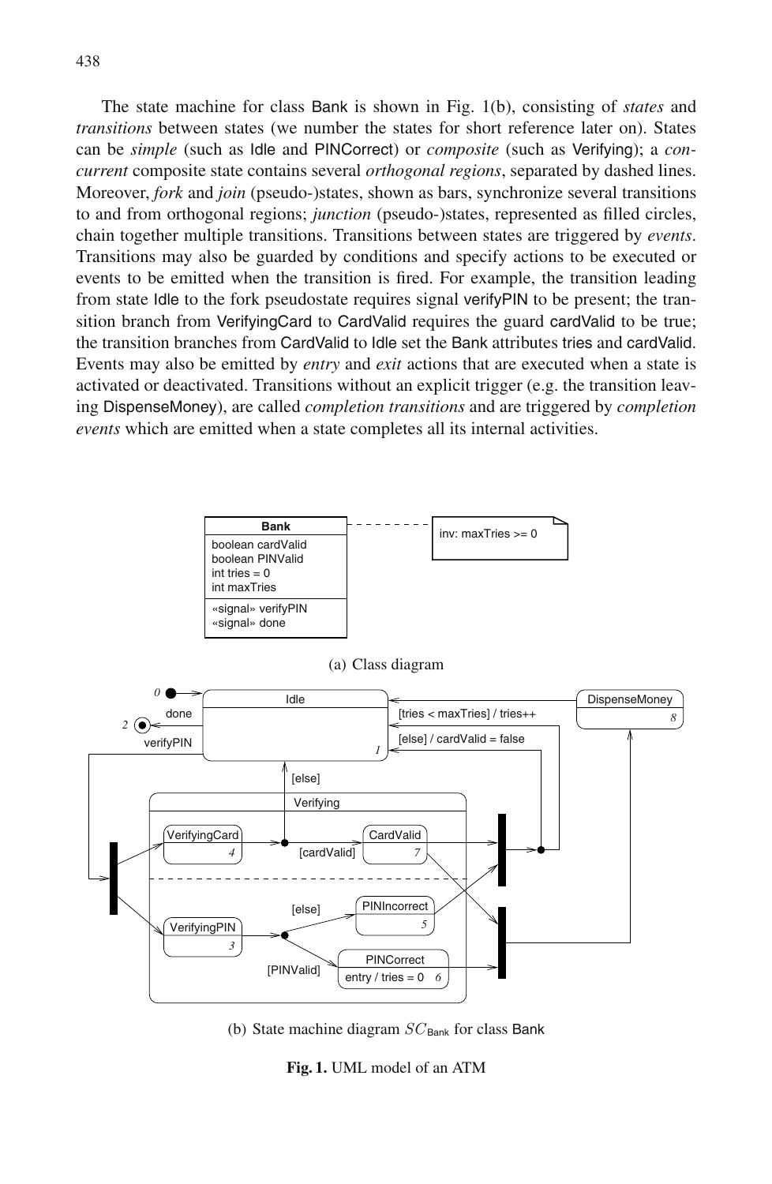The state machine for class Bank is shown in Fig. 1(b), consisting of *states* and *transitions* between states (we number the states for short reference later on). States can be *simple* (such as Idle and PINCorrect) or *composite* (such as Verifying); a *concurrent* composite state contains several *orthogonal regions*, separated by dashed lines. Moreover, *fork* and *join* (pseudo-)states, shown as bars, synchronize several transitions to and from orthogonal regions; *junction* (pseudo-)states, represented as filled circles, chain together multiple transitions. Transitions between states are triggered by *events*. Transitions may also be guarded by conditions and specify actions to be executed or events to be emitted when the transition is fired. For example, the transition leading from state Idle to the fork pseudostate requires signal verifyPIN to be present; the transition branch from VerifyingCard to CardValid requires the guard cardValid to be true; the transition branches from CardValid to Idle set the Bank attributes tries and cardValid. Events may also be emitted by *entry* and *exit* actions that are executed when a state is activated or deactivated. Transitions without an explicit trigger (e.g. the transition leaving DispenseMoney), are called *completion transitions* and are triggered by *completion events* which are emitted when a state completes all its internal activities.

(a) Class diagram

(b) State machine diagram $SC_{\mathsf{Bank}}$ for class Bank

**Fig. 1.** UML model of an ATM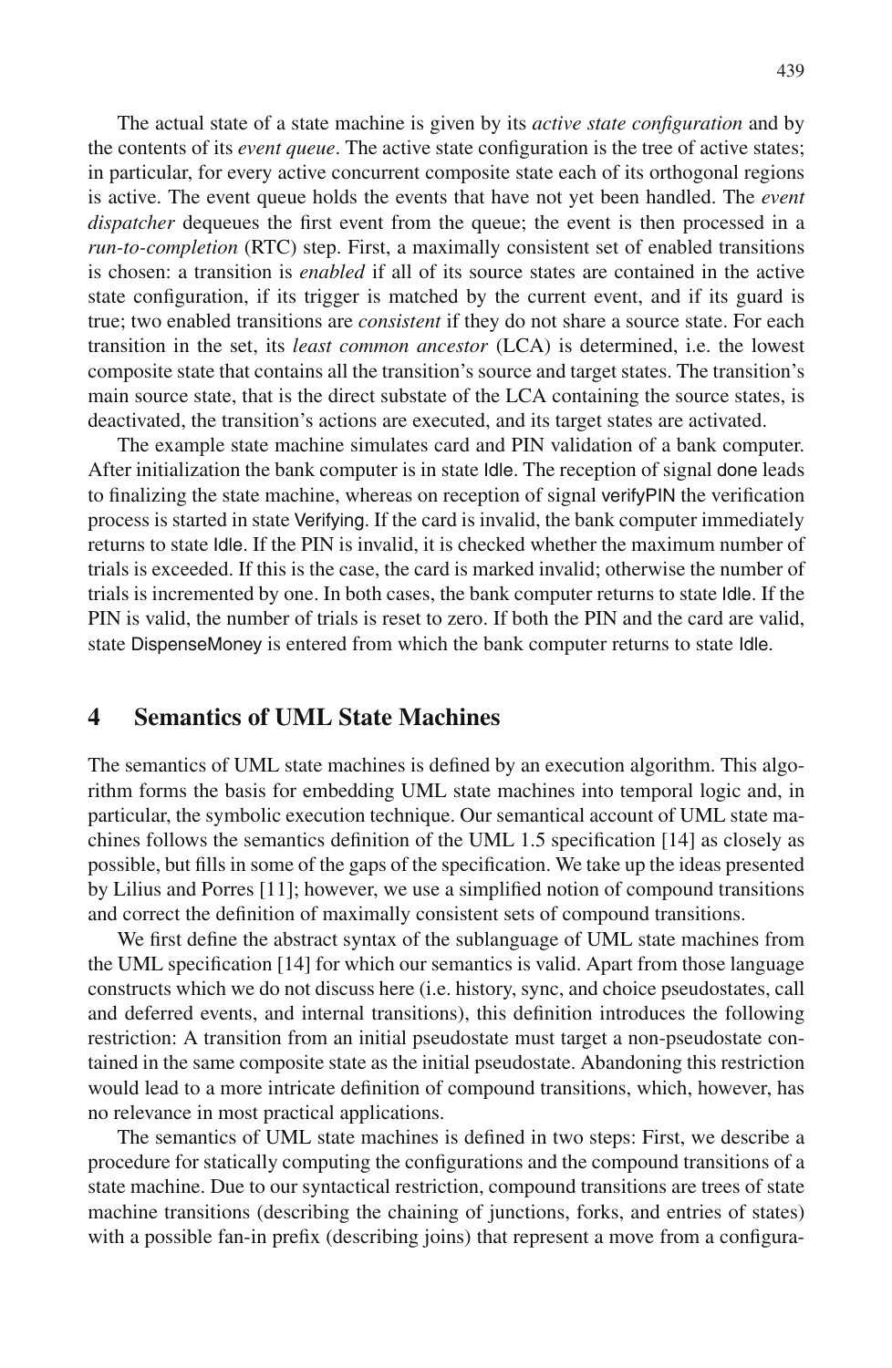The actual state of a state machine is given by its *active state configuration* and by the contents of its *event queue*. The active state configuration is the tree of active states; in particular, for every active concurrent composite state each of its orthogonal regions is active. The event queue holds the events that have not yet been handled. The *event dispatcher* dequeues the first event from the queue; the event is then processed in a *run-to-completion* (RTC) step. First, a maximally consistent set of enabled transitions is chosen: a transition is *enabled* if all of its source states are contained in the active state configuration, if its trigger is matched by the current event, and if its guard is true; two enabled transitions are *consistent* if they do not share a source state. For each transition in the set, its *least common ancestor* (LCA) is determined, i.e. the lowest composite state that contains all the transition's source and target states. The transition's main source state, that is the direct substate of the LCA containing the source states, is deactivated, the transition's actions are executed, and its target states are activated.

The example state machine simulates card and PIN validation of a bank computer. After initialization the bank computer is in state Idle. The reception of signal done leads to finalizing the state machine, whereas on reception of signal verifyPIN the verification process is started in state Verifying. If the card is invalid, the bank computer immediately returns to state Idle. If the PIN is invalid, it is checked whether the maximum number of trials is exceeded. If this is the case, the card is marked invalid; otherwise the number of trials is incremented by one. In both cases, the bank computer returns to state Idle. If the PIN is valid, the number of trials is reset to zero. If both the PIN and the card are valid, state DispenseMoney is entered from which the bank computer returns to state Idle.

## 4 Semantics of UML State Machines

The semantics of UML state machines is defined by an execution algorithm. This algorithm forms the basis for embedding UML state machines into temporal logic and, in particular, the symbolic execution technique. Our semantical account of UML state machines follows the semantics definition of the UML 1.5 specification [14] as closely as possible, but fills in some of the gaps of the specification. We take up the ideas presented by Lilius and Porres [11]; however, we use a simplified notion of compound transitions and correct the definition of maximally consistent sets of compound transitions.

We first define the abstract syntax of the sublanguage of UML state machines from the UML specification [14] for which our semantics is valid. Apart from those language constructs which we do not discuss here (i.e. history, sync, and choice pseudostates, call and deferred events, and internal transitions), this definition introduces the following restriction: A transition from an initial pseudostate must target a non-pseudostate contained in the same composite state as the initial pseudostate. Abandoning this restriction would lead to a more intricate definition of compound transitions, which, however, has no relevance in most practical applications.

The semantics of UML state machines is defined in two steps: First, we describe a procedure for statically computing the configurations and the compound transitions of a state machine. Due to our syntactical restriction, compound transitions are trees of state machine transitions (describing the chaining of junctions, forks, and entries of states) with a possible fan-in prefix (describing joins) that represent a move from a configura-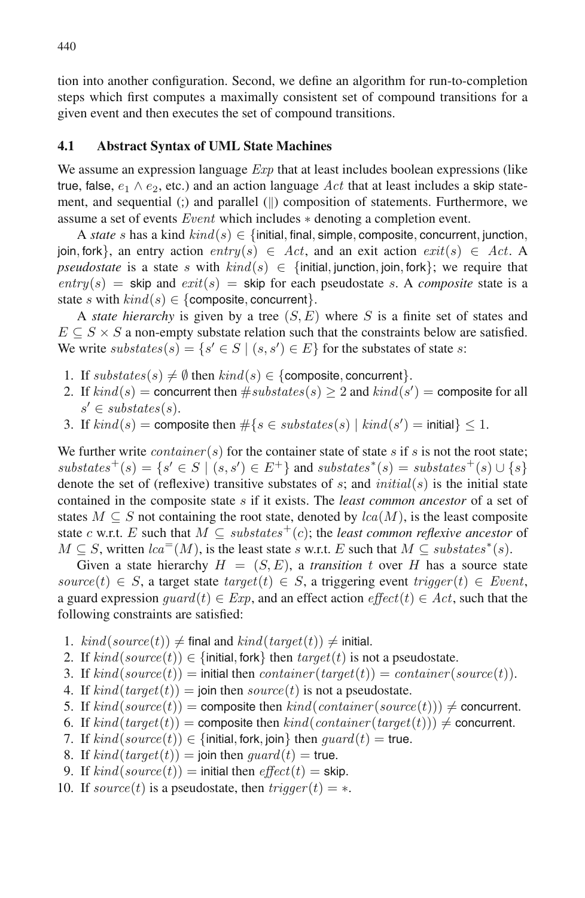tion into another configuration. Second, we define an algorithm for run-to-completion steps which first computes a maximally consistent set of compound transitions for a given event and then executes the set of compound transitions.

### 4.1 Abstract Syntax of UML State Machines

We assume an expression language $Exp$ that at least includes boolean expressions (like true, false, $e_1 \wedge e_2$, etc.) and an action language $Act$ that at least includes a skip statement, and sequential (;) and parallel (‖) composition of statements. Furthermore, we assume a set of events $Event$ which includes $*$ denoting a completion event.

A *state* $s$ has a kind $kind(s) \in \{\mathsf{initial}, \mathsf{final}, \mathsf{simple}, \mathsf{composite}, \mathsf{concurrent}, \mathsf{junction}, \mathsf{join}, \mathsf{fork}\}$, an entry action $entry(s) \in Act$, and an exit action $exit(s) \in Act$. A *pseudostate* is a state $s$ with $kind(s) \in \{\mathsf{initial}, \mathsf{junction}, \mathsf{join}, \mathsf{fork}\}$; we require that $entry(s) = \mathsf{skip}$ and $exit(s) = \mathsf{skip}$ for each pseudostate $s$. A *composite* state is a state $s$ with $kind(s) \in \{\mathsf{composite}, \mathsf{concurrent}\}$.

A *state hierarchy* is given by a tree $(S, E)$ where $S$ is a finite set of states and $E \subseteq S \times S$ a non-empty substate relation such that the constraints below are satisfied. We write $substates(s) = \{s' \in S \mid (s, s') \in E\}$ for the substates of state $s$:

1. If $substates(s) \neq \emptyset$ then $kind(s) \in \{\mathsf{composite}, \mathsf{concurrent}\}$.
2. If $kind(s) = \mathsf{concurrent}$ then $\#substates(s) \geq 2$ and $kind(s') = \mathsf{composite}$ for all $s' \in substates(s)$.
3. If $kind(s) = \mathsf{composite}$ then $\#\{s \in substates(s) \mid kind(s') = \mathsf{initial}\} \leq 1$.

We further write $container(s)$ for the container state of state $s$ if $s$ is not the root state; $substates^+(s) = \{s' \in S \mid (s, s') \in E^+\}$ and $substates^*(s) = substates^+(s) \cup \{s\}$ denote the set of (reflexive) transitive substates of $s$; and $initial(s)$ is the initial state contained in the composite state $s$ if it exists. The *least common ancestor* of a set of states $M \subseteq S$ not containing the root state, denoted by $lca(M)$, is the least composite state $c$ w.r.t. $E$ such that $M \subseteq substates^+(c)$; the *least common reflexive ancestor* of $M \subseteq S$, written $lca^=(M)$, is the least state $s$ w.r.t. $E$ such that $M \subseteq substates^*(s)$.

Given a state hierarchy $H = (S, E)$, a *transition* $t$ over $H$ has a source state $source(t) \in S$, a target state $target(t) \in S$, a triggering event $trigger(t) \in Event$, a guard expression $guard(t) \in Exp$, and an effect action $effect(t) \in Act$, such that the following constraints are satisfied:

1. $kind(source(t)) \neq \mathsf{final}$ and $kind(target(t)) \neq \mathsf{initial}$.
2. If $kind(source(t)) \in \{\mathsf{initial}, \mathsf{fork}\}$ then $target(t)$ is not a pseudostate.
3. If $kind(source(t)) = \mathsf{initial}$ then $container(target(t)) = container(source(t))$.
4. If $kind(target(t)) = \mathsf{join}$ then $source(t)$ is not a pseudostate.
5. If $kind(source(t)) = \mathsf{composite}$ then $kind(container(source(t))) \neq \mathsf{concurrent}$.
6. If $kind(target(t)) = \mathsf{composite}$ then $kind(container(target(t))) \neq \mathsf{concurrent}$.
7. If $kind(source(t)) \in \{\mathsf{initial}, \mathsf{fork}, \mathsf{join}\}$ then $guard(t) = \mathsf{true}$.
8. If $kind(target(t)) = \mathsf{join}$ then $guard(t) = \mathsf{true}$.
9. If $kind(source(t)) = \mathsf{initial}$ then $effect(t) = \mathsf{skip}$.
10. If $source(t)$ is a pseudostate, then $trigger(t) = *$.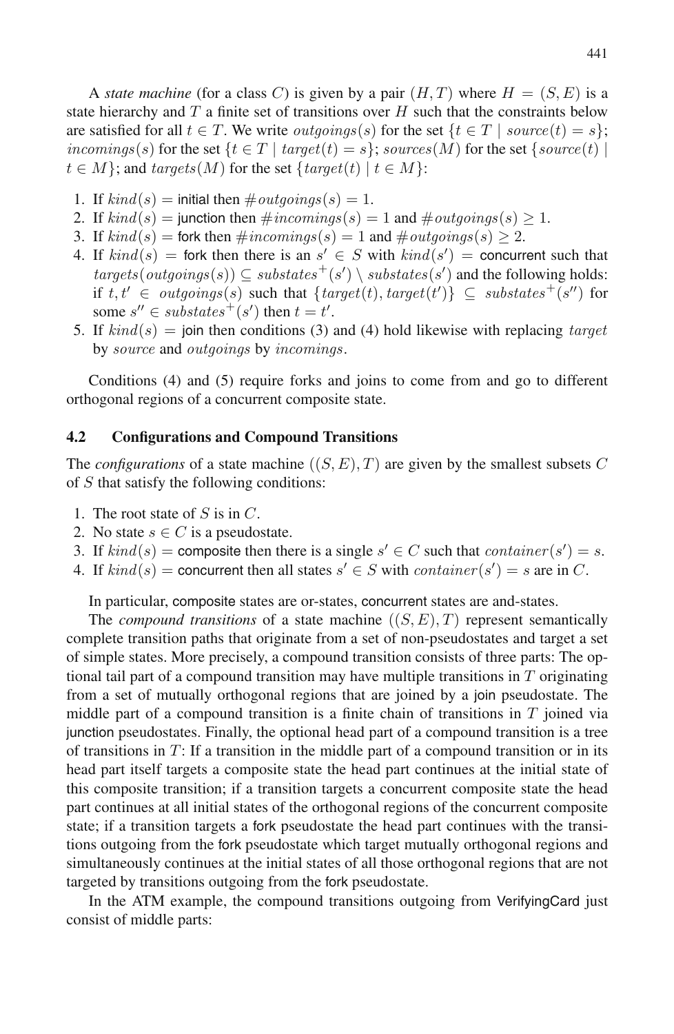A *state machine* (for a class $C$) is given by a pair $(H, T)$ where $H = (S, E)$ is a state hierarchy and $T$ a finite set of transitions over $H$ such that the constraints below are satisfied for all $t \in T$. We write $outgoings(s)$ for the set $\{t \in T \mid source(t) = s\}$; $incomings(s)$ for the set $\{t \in T \mid target(t) = s\}$; $sources(M)$ for the set $\{source(t) \mid t \in M\}$; and $targets(M)$ for the set $\{target(t) \mid t \in M\}$:

1. If $kind(s) =$ initial then $\#outgoings(s) = 1$.
2. If $kind(s) =$ junction then $\#incomings(s) = 1$ and $\#outgoings(s) \geq 1$.
3. If $kind(s) =$ fork then $\#incomings(s) = 1$ and $\#outgoings(s) \geq 2$.
4. If $kind(s) =$ fork then there is an $s' \in S$ with $kind(s') =$ concurrent such that $targets(outgoings(s)) \subseteq substates^{+}(s') \setminus substates(s')$ and the following holds: if $t, t' \in outgoings(s)$ such that $\{target(t), target(t')\} \subseteq substates^{+}(s'')$ for some $s'' \in substates^{+}(s')$ then $t = t'$.
5. If $kind(s) =$ join then conditions (3) and (4) hold likewise with replacing $target$ by $source$ and $outgoings$ by $incomings$.

Conditions (4) and (5) require forks and joins to come from and go to different orthogonal regions of a concurrent composite state.

### 4.2 Configurations and Compound Transitions

The *configurations* of a state machine $((S, E), T)$ are given by the smallest subsets $C$ of $S$ that satisfy the following conditions:

1. The root state of $S$ is in $C$.
2. No state $s \in C$ is a pseudostate.
3. If $kind(s) =$ composite then there is a single $s' \in C$ such that $container(s') = s$.
4. If $kind(s) =$ concurrent then all states $s' \in S$ with $container(s') = s$ are in $C$.

In particular, composite states are or-states, concurrent states are and-states.

The *compound transitions* of a state machine $((S, E), T)$ represent semantically complete transition paths that originate from a set of non-pseudostates and target a set of simple states. More precisely, a compound transition consists of three parts: The optional tail part of a compound transition may have multiple transitions in $T$ originating from a set of mutually orthogonal regions that are joined by a join pseudostate. The middle part of a compound transition is a finite chain of transitions in $T$ joined via junction pseudostates. Finally, the optional head part of a compound transition is a tree of transitions in $T$: If a transition in the middle part of a compound transition or in its head part itself targets a composite state the head part continues at the initial state of this composite transition; if a transition targets a concurrent composite state the head part continues at all initial states of the orthogonal regions of the concurrent composite state; if a transition targets a fork pseudostate the head part continues with the transitions outgoing from the fork pseudostate which target mutually orthogonal regions and simultaneously continues at the initial states of all those orthogonal regions that are not targeted by transitions outgoing from the fork pseudostate.

In the ATM example, the compound transitions outgoing from VerifyingCard just consist of middle parts: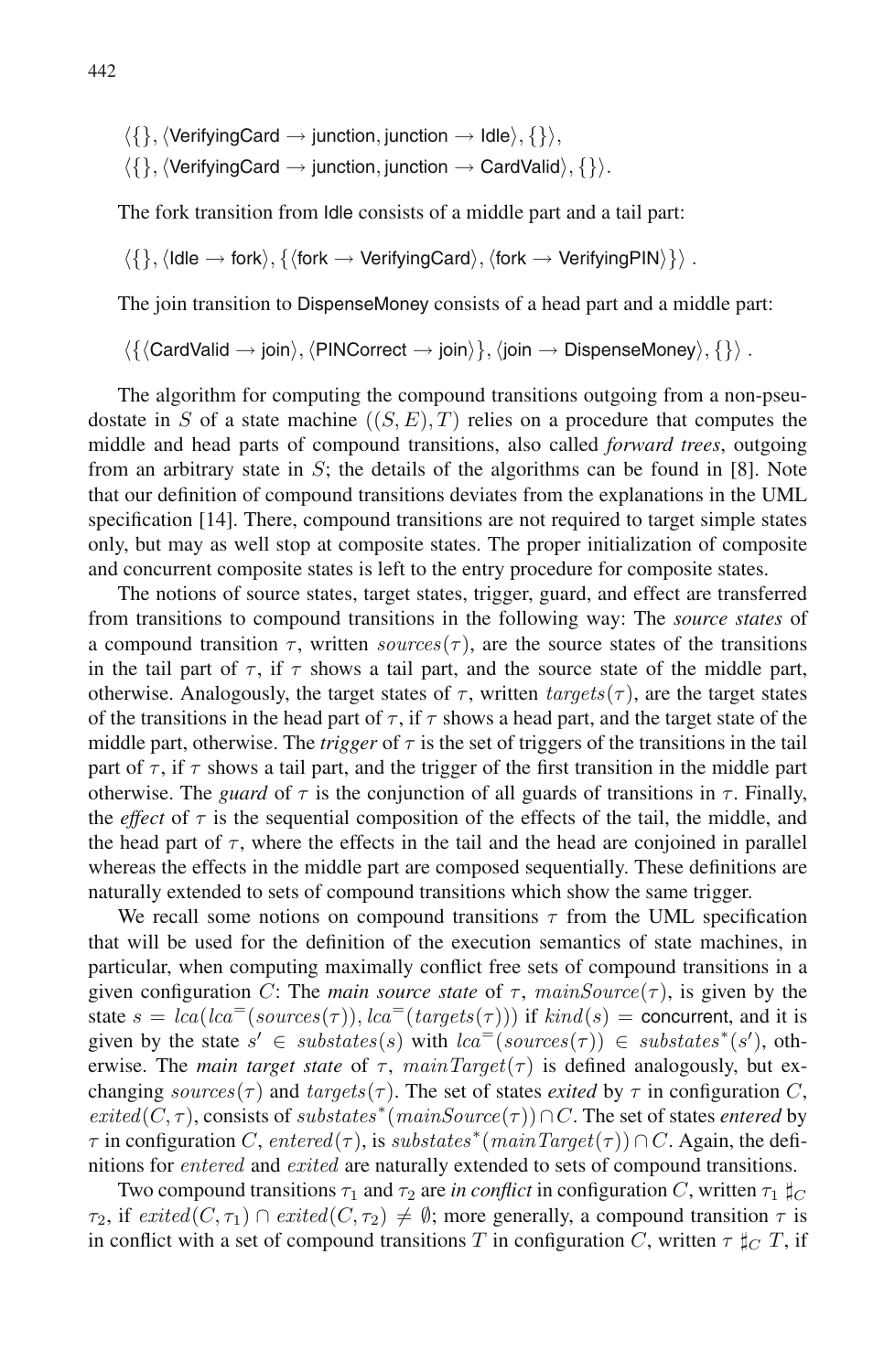$\langle \{\}, \langle \mathsf{VerifyingCard} \rightarrow \mathsf{junction}, \mathsf{junction} \rightarrow \mathsf{Idle} \rangle, \{\} \rangle$,
$\langle \{\}, \langle \mathsf{VerifyingCard} \rightarrow \mathsf{junction}, \mathsf{junction} \rightarrow \mathsf{CardValid} \rangle, \{\} \rangle$.

The fork transition from Idle consists of a middle part and a tail part:

$$\langle \{\}, \langle \mathsf{Idle} \rightarrow \mathsf{fork} \rangle, \{ \langle \mathsf{fork} \rightarrow \mathsf{VerifyingCard} \rangle, \langle \mathsf{fork} \rightarrow \mathsf{VerifyingPIN} \rangle \} \rangle .$$

The join transition to DispenseMoney consists of a head part and a middle part:

$$\langle \{ \langle \mathsf{CardValid} \rightarrow \mathsf{join} \rangle, \langle \mathsf{PINCorrect} \rightarrow \mathsf{join} \rangle \}, \langle \mathsf{join} \rightarrow \mathsf{DispenseMoney} \rangle, \{\} \rangle .$$

The algorithm for computing the compound transitions outgoing from a non-pseudostate in $S$ of a state machine $((S, E), T)$ relies on a procedure that computes the middle and head parts of compound transitions, also called *forward trees*, outgoing from an arbitrary state in $S$; the details of the algorithms can be found in [8]. Note that our definition of compound transitions deviates from the explanations in the UML specification [14]. There, compound transitions are not required to target simple states only, but may as well stop at composite states. The proper initialization of composite and concurrent composite states is left to the entry procedure for composite states.

The notions of source states, target states, trigger, guard, and effect are transferred from transitions to compound transitions in the following way: The *source states* of a compound transition $\tau$, written $sources(\tau)$, are the source states of the transitions in the tail part of $\tau$, if $\tau$ shows a tail part, and the source state of the middle part, otherwise. Analogously, the target states of $\tau$, written $targets(\tau)$, are the target states of the transitions in the head part of $\tau$, if $\tau$ shows a head part, and the target state of the middle part, otherwise. The *trigger* of $\tau$ is the set of triggers of the transitions in the tail part of $\tau$, if $\tau$ shows a tail part, and the trigger of the first transition in the middle part otherwise. The *guard* of $\tau$ is the conjunction of all guards of transitions in $\tau$. Finally, the *effect* of $\tau$ is the sequential composition of the effects of the tail, the middle, and the head part of $\tau$, where the effects in the tail and the head are conjoined in parallel whereas the effects in the middle part are composed sequentially. These definitions are naturally extended to sets of compound transitions which show the same trigger.

We recall some notions on compound transitions $\tau$ from the UML specification that will be used for the definition of the execution semantics of state machines, in particular, when computing maximally conflict free sets of compound transitions in a given configuration $C$: The *main source state* of $\tau$, $mainSource(\tau)$, is given by the state $s = lca(lca^{=}(sources(\tau)), lca^{=}(targets(\tau)))$ if $kind(s) =$ concurrent, and it is given by the state $s' \in substates(s)$ with $lca^{=}(sources(\tau)) \in substates^{*}(s')$, otherwise. The *main target state* of $\tau$, $mainTarget(\tau)$ is defined analogously, but exchanging $sources(\tau)$ and $targets(\tau)$. The set of states *exited* by $\tau$ in configuration $C$, $exited(C, \tau)$, consists of $substates^{*}(mainSource(\tau)) \cap C$. The set of states *entered* by $\tau$ in configuration $C$, $entered(\tau)$, is $substates^{*}(mainTarget(\tau)) \cap C$. Again, the definitions for $entered$ and $exited$ are naturally extended to sets of compound transitions.

Two compound transitions $\tau_1$ and $\tau_2$ are *in conflict* in configuration $C$, written $\tau_1 \sharp_C \tau_2$, if $exited(C, \tau_1) \cap exited(C, \tau_2) \neq \emptyset$; more generally, a compound transition $\tau$ is in conflict with a set of compound transitions $T$ in configuration $C$, written $\tau \sharp_C T$, if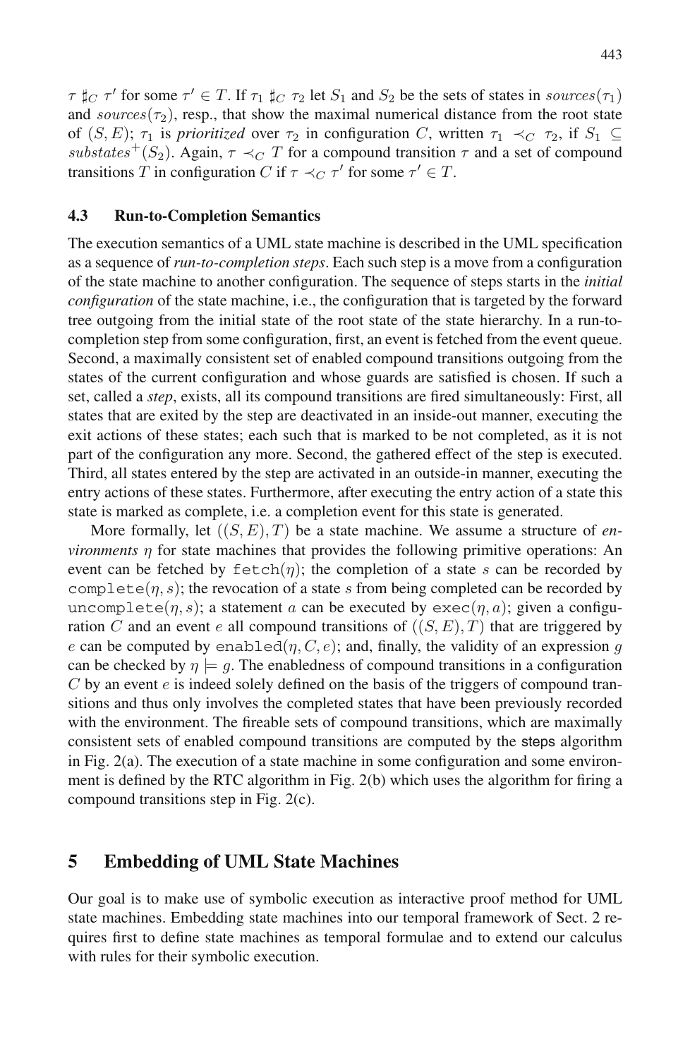$\tau \not\parallel_C \tau'$ for some $\tau' \in T$. If $\tau_1 \not\parallel_C \tau_2$ let $S_1$ and $S_2$ be the sets of states in $sources(\tau_1)$ and $sources(\tau_2)$, resp., that show the maximal numerical distance from the root state of $(S, E)$; $\tau_1$ is *prioritized* over $\tau_2$ in configuration $C$, written $\tau_1 \prec_C \tau_2$, if $S_1 \subseteq substates^+(S_2)$. Again, $\tau \prec_C T$ for a compound transition $\tau$ and a set of compound transitions $T$ in configuration $C$ if $\tau \prec_C \tau'$ for some $\tau' \in T$.

### 4.3 Run-to-Completion Semantics

The execution semantics of a UML state machine is described in the UML specification as a sequence of *run-to-completion steps*. Each such step is a move from a configuration of the state machine to another configuration. The sequence of steps starts in the *initial configuration* of the state machine, i.e., the configuration that is targeted by the forward tree outgoing from the initial state of the root state of the state hierarchy. In a run-to-completion step from some configuration, first, an event is fetched from the event queue. Second, a maximally consistent set of enabled compound transitions outgoing from the states of the current configuration and whose guards are satisfied is chosen. If such a set, called a *step*, exists, all its compound transitions are fired simultaneously: First, all states that are exited by the step are deactivated in an inside-out manner, executing the exit actions of these states; each such that is marked to be not completed, as it is not part of the configuration any more. Second, the gathered effect of the step is executed. Third, all states entered by the step are activated in an outside-in manner, executing the entry actions of these states. Furthermore, after executing the entry action of a state this state is marked as complete, i.e. a completion event for this state is generated.

More formally, let $((S, E), T)$ be a state machine. We assume a structure of *environments* $\eta$ for state machines that provides the following primitive operations: An event can be fetched by $\texttt{fetch}(\eta)$; the completion of a state $s$ can be recorded by $\texttt{complete}(\eta, s)$; the revocation of a state $s$ from being completed can be recorded by $\texttt{uncomplete}(\eta, s)$; a statement $a$ can be executed by $\texttt{exec}(\eta, a)$; given a configuration $C$ and an event $e$ all compound transitions of $((S, E), T)$ that are triggered by $e$ can be computed by $\texttt{enabled}(\eta, C, e)$; and, finally, the validity of an expression $g$ can be checked by $\eta \models g$. The enabledness of compound transitions in a configuration $C$ by an event $e$ is indeed solely defined on the basis of the triggers of compound transitions and thus only involves the completed states that have been previously recorded with the environment. The fireable sets of compound transitions, which are maximally consistent sets of enabled compound transitions are computed by the steps algorithm in Fig. 2(a). The execution of a state machine in some configuration and some environment is defined by the RTC algorithm in Fig. 2(b) which uses the algorithm for firing a compound transitions step in Fig. 2(c).

## 5 Embedding of UML State Machines

Our goal is to make use of symbolic execution as interactive proof method for UML state machines. Embedding state machines into our temporal framework of Sect. 2 requires first to define state machines as temporal formulae and to extend our calculus with rules for their symbolic execution.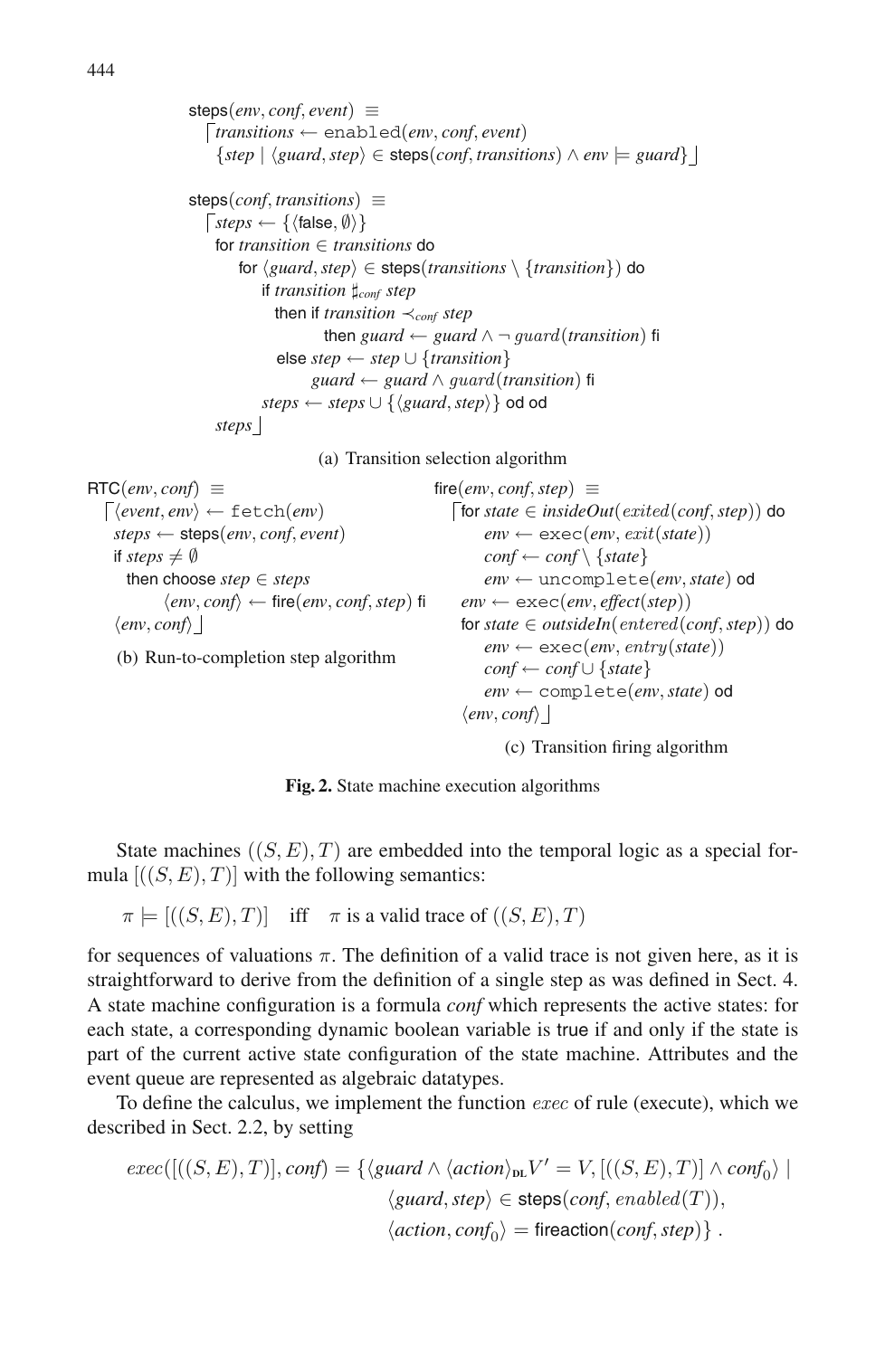```
steps(env, conf, event) ≡
  ⌈transitions ← enabled(env, conf, event)
   {step | ⟨guard, step⟩ ∈ steps(conf, transitions) ∧ env ⊨ guard}⌋

steps(conf, transitions) ≡
  ⌈steps ← {⟨false, ∅⟩}
   for transition ∈ transitions do
      for ⟨guard, step⟩ ∈ steps(transitions \ {transition}) do
         if transition ♯_conf step
           then if transition ≺_conf step
                  then guard ← guard ∧ ¬ guard(transition) fi
           else step ← step ∪ {transition}
                guard ← guard ∧ guard(transition) fi
         steps ← steps ∪ {⟨guard, step⟩} od od
   steps⌋
```

(a) Transition selection algorithm

```
RTC(env, conf) ≡
  ⌈⟨event, env⟩ ← fetch(env)
   steps ← steps(env, conf, event)
   if steps ≠ ∅
     then choose step ∈ steps
          ⟨env, conf⟩ ← fire(env, conf, step) fi
   ⟨env, conf⟩⌋
```

(b) Run-to-completion step algorithm

```
fire(env, conf, step) ≡
  ⌈for state ∈ insideOut(exited(conf, step)) do
      env ← exec(env, exit(state))
      conf ← conf \ {state}
      env ← uncomplete(env, state) od
   env ← exec(env, effect(step))
   for state ∈ outsideIn(entered(conf, step)) do
      env ← exec(env, entry(state))
      conf ← conf ∪ {state}
      env ← complete(env, state) od
   ⟨env, conf⟩⌋
```

(c) Transition firing algorithm

**Fig. 2.** State machine execution algorithms

State machines $((S, E), T)$ are embedded into the temporal logic as a special formula $[((S, E), T)]$ with the following semantics:

$$\pi \models [((S, E), T)] \quad \text{iff} \quad \pi \text{ is a valid trace of } ((S, E), T)$$

for sequences of valuations $\pi$. The definition of a valid trace is not given here, as it is straightforward to derive from the definition of a single step as was defined in Sect. 4. A state machine configuration is a formula *conf* which represents the active states: for each state, a corresponding dynamic boolean variable is true if and only if the state is part of the current active state configuration of the state machine. Attributes and the event queue are represented as algebraic datatypes.

To define the calculus, we implement the function $exec$ of rule (execute), which we described in Sect. 2.2, by setting

$$\begin{aligned} exec([((S,E),T)], conf) = \{\langle guard \wedge \langle action \rangle_{\text{DL}} V' = V, [((S,E),T)] \wedge conf_0 \rangle \mid \\ \langle guard, step \rangle \in \mathsf{steps}(conf, enabled(T)), \\ \langle action, conf_0 \rangle = \mathsf{fireaction}(conf, step)\} \,. \end{aligned}$$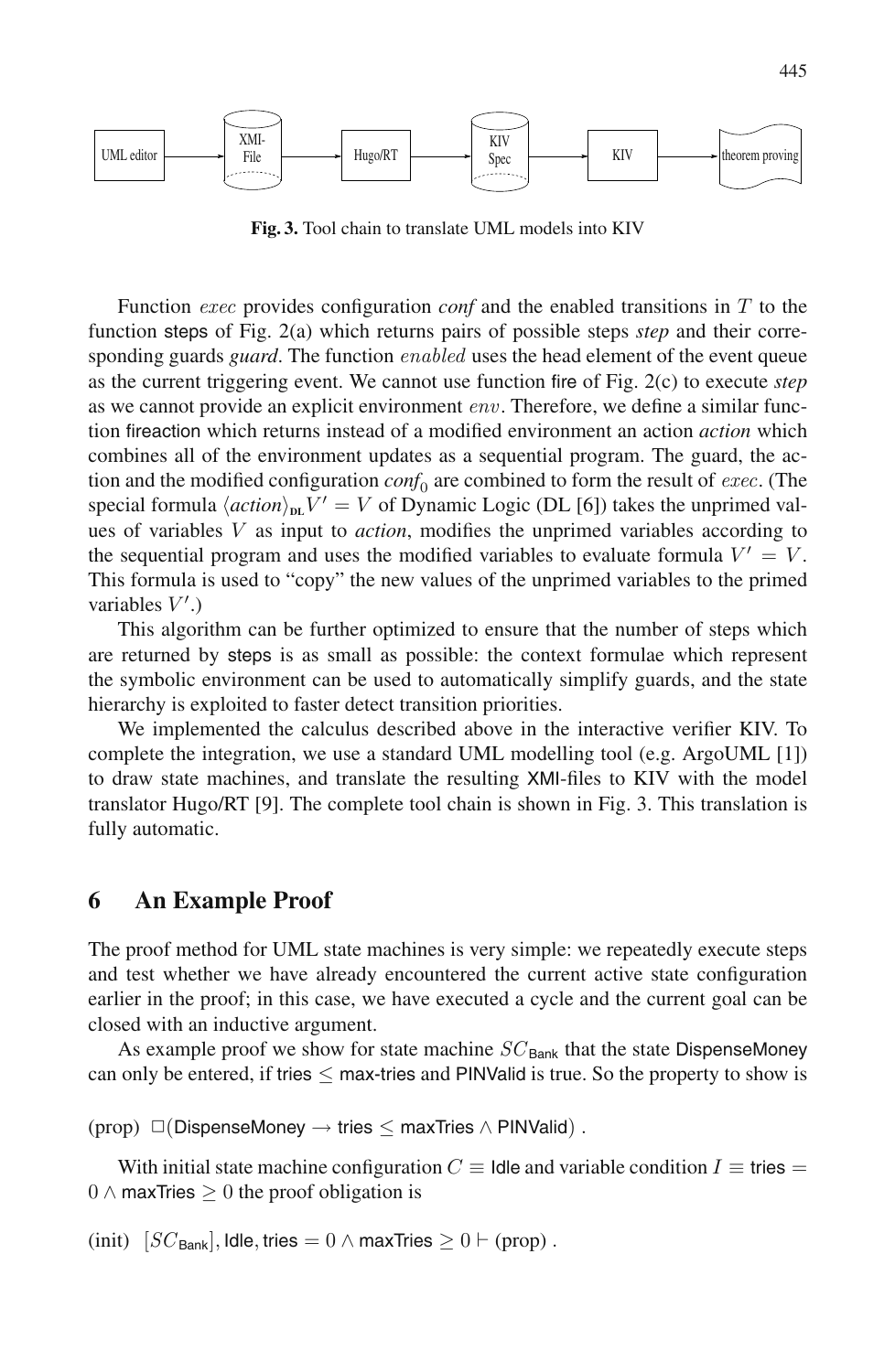UML editor → XMI-File → Hugo/RT → KIV Spec → KIV → theorem proving

**Fig. 3.** Tool chain to translate UML models into KIV

Function $exec$ provides configuration *conf* and the enabled transitions in $T$ to the function steps of Fig. 2(a) which returns pairs of possible steps *step* and their corresponding guards *guard*. The function $enabled$ uses the head element of the event queue as the current triggering event. We cannot use function fire of Fig. 2(c) to execute *step* as we cannot provide an explicit environment $env$. Therefore, we define a similar function fireaction which returns instead of a modified environment an action *action* which combines all of the environment updates as a sequential program. The guard, the action and the modified configuration $conf_0$ are combined to form the result of $exec$. (The special formula $\langle action \rangle_{\mathrm{DL}} V' = V$ of Dynamic Logic (DL [6]) takes the unprimed values of variables $V$ as input to *action*, modifies the unprimed variables according to the sequential program and uses the modified variables to evaluate formula $V' = V$. This formula is used to "copy" the new values of the unprimed variables to the primed variables $V'$.)

This algorithm can be further optimized to ensure that the number of steps which are returned by steps is as small as possible: the context formulae which represent the symbolic environment can be used to automatically simplify guards, and the state hierarchy is exploited to faster detect transition priorities.

We implemented the calculus described above in the interactive verifier KIV. To complete the integration, we use a standard UML modelling tool (e.g. ArgoUML [1]) to draw state machines, and translate the resulting XMI-files to KIV with the model translator Hugo/RT [9]. The complete tool chain is shown in Fig. 3. This translation is fully automatic.

## 6 An Example Proof

The proof method for UML state machines is very simple: we repeatedly execute steps and test whether we have already encountered the current active state configuration earlier in the proof; in this case, we have executed a cycle and the current goal can be closed with an inductive argument.

As example proof we show for state machine $SC_{\mathsf{Bank}}$ that the state DispenseMoney can only be entered, if tries $\leq$ max-tries and PINValid is true. So the property to show is

(prop) $\Box(\mathsf{DispenseMoney} \rightarrow \mathsf{tries} \leq \mathsf{maxTries} \wedge \mathsf{PINValid})$ .

With initial state machine configuration $C \equiv \mathsf{Idle}$ and variable condition $I \equiv \mathsf{tries} = 0 \wedge \mathsf{maxTries} \geq 0$ the proof obligation is

(init) $[SC_{\mathsf{Bank}}], \mathsf{Idle}, \mathsf{tries} = 0 \wedge \mathsf{maxTries} \geq 0 \vdash$ (prop) .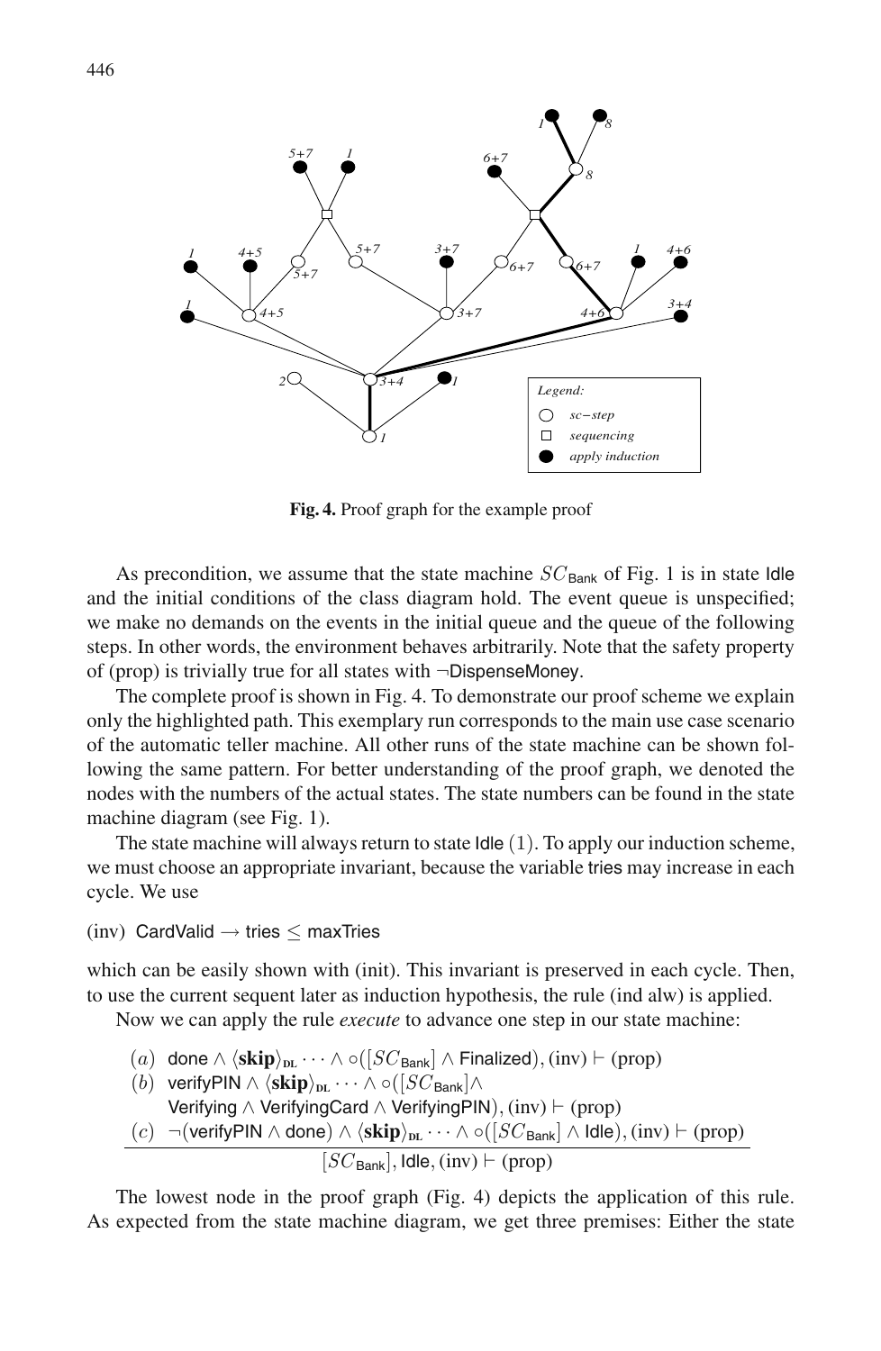**Fig. 4.** Proof graph for the example proof

As precondition, we assume that the state machine $SC_{\mathsf{Bank}}$ of Fig. 1 is in state Idle and the initial conditions of the class diagram hold. The event queue is unspecified; we make no demands on the events in the initial queue and the queue of the following steps. In other words, the environment behaves arbitrarily. Note that the safety property of (prop) is trivially true for all states with $\neg$DispenseMoney.

The complete proof is shown in Fig. 4. To demonstrate our proof scheme we explain only the highlighted path. This exemplary run corresponds to the main use case scenario of the automatic teller machine. All other runs of the state machine can be shown following the same pattern. For better understanding of the proof graph, we denoted the nodes with the numbers of the actual states. The state numbers can be found in the state machine diagram (see Fig. 1).

The state machine will always return to state Idle $(1)$. To apply our induction scheme, we must choose an appropriate invariant, because the variable tries may increase in each cycle. We use

(inv) CardValid $\rightarrow$ tries $\leq$ maxTries

which can be easily shown with (init). This invariant is preserved in each cycle. Then, to use the current sequent later as induction hypothesis, the rule (ind alw) is applied.

Now we can apply the rule *execute* to advance one step in our state machine:

$$
\frac{
\begin{array}{ll}
(a) & \mathsf{done} \wedge \langle \mathbf{skip} \rangle_{\mathrm{DL}} \cdots \wedge \circ([SC_{\mathsf{Bank}}] \wedge \mathsf{Finalized}), (\mathrm{inv}) \vdash (\mathrm{prop}) \\
(b) & \mathsf{verifyPIN} \wedge \langle \mathbf{skip} \rangle_{\mathrm{DL}} \cdots \wedge \circ([SC_{\mathsf{Bank}}] \wedge \\
 & \mathsf{Verifying} \wedge \mathsf{VerifyingCard} \wedge \mathsf{VerifyingPIN}), (\mathrm{inv}) \vdash (\mathrm{prop}) \\
(c) & \neg(\mathsf{verifyPIN} \wedge \mathsf{done}) \wedge \langle \mathbf{skip} \rangle_{\mathrm{DL}} \cdots \wedge \circ([SC_{\mathsf{Bank}}] \wedge \mathsf{Idle}), (\mathrm{inv}) \vdash (\mathrm{prop})
\end{array}
}{
[SC_{\mathsf{Bank}}], \mathsf{Idle}, (\mathrm{inv}) \vdash (\mathrm{prop})
}
$$

The lowest node in the proof graph (Fig. 4) depicts the application of this rule. As expected from the state machine diagram, we get three premises: Either the state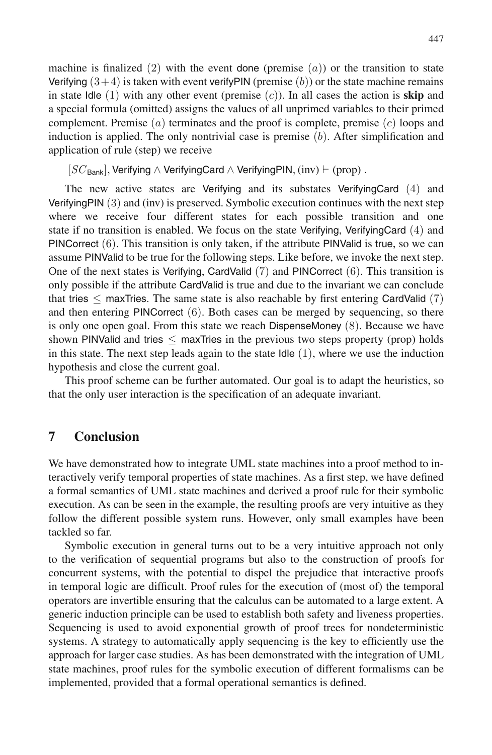machine is finalized $(2)$ with the event done (premise $(a)$) or the transition to state Verifying $(3+4)$ is taken with event verifyPIN (premise $(b)$) or the state machine remains in state Idle $(1)$ with any other event (premise $(c)$). In all cases the action is **skip** and a special formula (omitted) assigns the values of all unprimed variables to their primed complement. Premise $(a)$ terminates and the proof is complete, premise $(c)$ loops and induction is applied. The only nontrivial case is premise $(b)$. After simplification and application of rule (step) we receive

$$[SC_{\mathsf{Bank}}], \mathsf{Verifying} \wedge \mathsf{VerifyingCard} \wedge \mathsf{VerifyingPIN}, (\mathrm{inv}) \vdash (\mathrm{prop}) .$$

The new active states are Verifying and its substates VerifyingCard $(4)$ and VerifyingPIN $(3)$ and (inv) is preserved. Symbolic execution continues with the next step where we receive four different states for each possible transition and one state if no transition is enabled. We focus on the state Verifying, VerifyingCard $(4)$ and PINCorrect $(6)$. This transition is only taken, if the attribute PINValid is true, so we can assume PINValid to be true for the following steps. Like before, we invoke the next step. One of the next states is Verifying, CardValid $(7)$ and PINCorrect $(6)$. This transition is only possible if the attribute CardValid is true and due to the invariant we can conclude that tries $\leq$ maxTries. The same state is also reachable by first entering CardValid $(7)$ and then entering PINCorrect $(6)$. Both cases can be merged by sequencing, so there is only one open goal. From this state we reach DispenseMoney $(8)$. Because we have shown PINValid and tries $\leq$ maxTries in the previous two steps property (prop) holds in this state. The next step leads again to the state Idle $(1)$, where we use the induction hypothesis and close the current goal.

This proof scheme can be further automated. Our goal is to adapt the heuristics, so that the only user interaction is the specification of an adequate invariant.

## 7 Conclusion

We have demonstrated how to integrate UML state machines into a proof method to interactively verify temporal properties of state machines. As a first step, we have defined a formal semantics of UML state machines and derived a proof rule for their symbolic execution. As can be seen in the example, the resulting proofs are very intuitive as they follow the different possible system runs. However, only small examples have been tackled so far.

Symbolic execution in general turns out to be a very intuitive approach not only to the verification of sequential programs but also to the construction of proofs for concurrent systems, with the potential to dispel the prejudice that interactive proofs in temporal logic are difficult. Proof rules for the execution of (most of) the temporal operators are invertible ensuring that the calculus can be automated to a large extent. A generic induction principle can be used to establish both safety and liveness properties. Sequencing is used to avoid exponential growth of proof trees for nondeterministic systems. A strategy to automatically apply sequencing is the key to efficiently use the approach for larger case studies. As has been demonstrated with the integration of UML state machines, proof rules for the symbolic execution of different formalisms can be implemented, provided that a formal operational semantics is defined.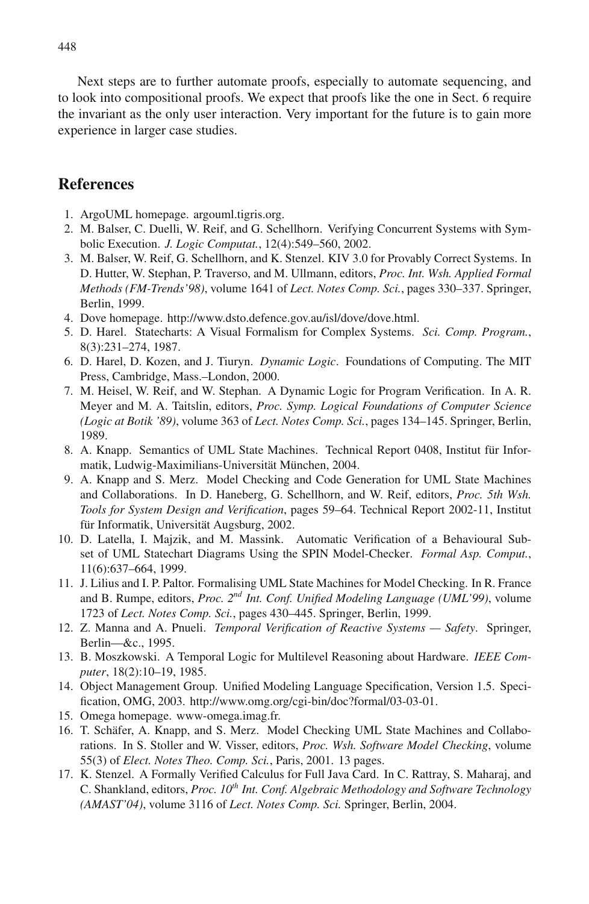Next steps are to further automate proofs, especially to automate sequencing, and to look into compositional proofs. We expect that proofs like the one in Sect. 6 require the invariant as the only user interaction. Very important for the future is to gain more experience in larger case studies.

## References

1. ArgoUML homepage. argouml.tigris.org.
2. M. Balser, C. Duelli, W. Reif, and G. Schellhorn. Verifying Concurrent Systems with Symbolic Execution. *J. Logic Computat.*, 12(4):549–560, 2002.
3. M. Balser, W. Reif, G. Schellhorn, and K. Stenzel. KIV 3.0 for Provably Correct Systems. In D. Hutter, W. Stephan, P. Traverso, and M. Ullmann, editors, *Proc. Int. Wsh. Applied Formal Methods (FM-Trends'98)*, volume 1641 of *Lect. Notes Comp. Sci.*, pages 330–337. Springer, Berlin, 1999.
4. Dove homepage. http://www.dsto.defence.gov.au/isl/dove/dove.html.
5. D. Harel. Statecharts: A Visual Formalism for Complex Systems. *Sci. Comp. Program.*, 8(3):231–274, 1987.
6. D. Harel, D. Kozen, and J. Tiuryn. *Dynamic Logic*. Foundations of Computing. The MIT Press, Cambridge, Mass.–London, 2000.
7. M. Heisel, W. Reif, and W. Stephan. A Dynamic Logic for Program Verification. In A. R. Meyer and M. A. Taitslin, editors, *Proc. Symp. Logical Foundations of Computer Science (Logic at Botik '89)*, volume 363 of *Lect. Notes Comp. Sci.*, pages 134–145. Springer, Berlin, 1989.
8. A. Knapp. Semantics of UML State Machines. Technical Report 0408, Institut für Informatik, Ludwig-Maximilians-Universität München, 2004.
9. A. Knapp and S. Merz. Model Checking and Code Generation for UML State Machines and Collaborations. In D. Haneberg, G. Schellhorn, and W. Reif, editors, *Proc. 5th Wsh. Tools for System Design and Verification*, pages 59–64. Technical Report 2002-11, Institut für Informatik, Universität Augsburg, 2002.
10. D. Latella, I. Majzik, and M. Massink. Automatic Verification of a Behavioural Subset of UML Statechart Diagrams Using the SPIN Model-Checker. *Formal Asp. Comput.*, 11(6):637–664, 1999.
11. J. Lilius and I. P. Paltor. Formalising UML State Machines for Model Checking. In R. France and B. Rumpe, editors, *Proc. 2nd Int. Conf. Unified Modeling Language (UML'99)*, volume 1723 of *Lect. Notes Comp. Sci.*, pages 430–445. Springer, Berlin, 1999.
12. Z. Manna and A. Pnueli. *Temporal Verification of Reactive Systems — Safety*. Springer, Berlin—&c., 1995.
13. B. Moszkowski. A Temporal Logic for Multilevel Reasoning about Hardware. *IEEE Computer*, 18(2):10–19, 1985.
14. Object Management Group. Unified Modeling Language Specification, Version 1.5. Specification, OMG, 2003. http://www.omg.org/cgi-bin/doc?formal/03-03-01.
15. Omega homepage. www-omega.imag.fr.
16. T. Schäfer, A. Knapp, and S. Merz. Model Checking UML State Machines and Collaborations. In S. Stoller and W. Visser, editors, *Proc. Wsh. Software Model Checking*, volume 55(3) of *Elect. Notes Theo. Comp. Sci.*, Paris, 2001. 13 pages.
17. K. Stenzel. A Formally Verified Calculus for Full Java Card. In C. Rattray, S. Maharaj, and C. Shankland, editors, *Proc. 10th Int. Conf. Algebraic Methodology and Software Technology (AMAST'04)*, volume 3116 of *Lect. Notes Comp. Sci.* Springer, Berlin, 2004.